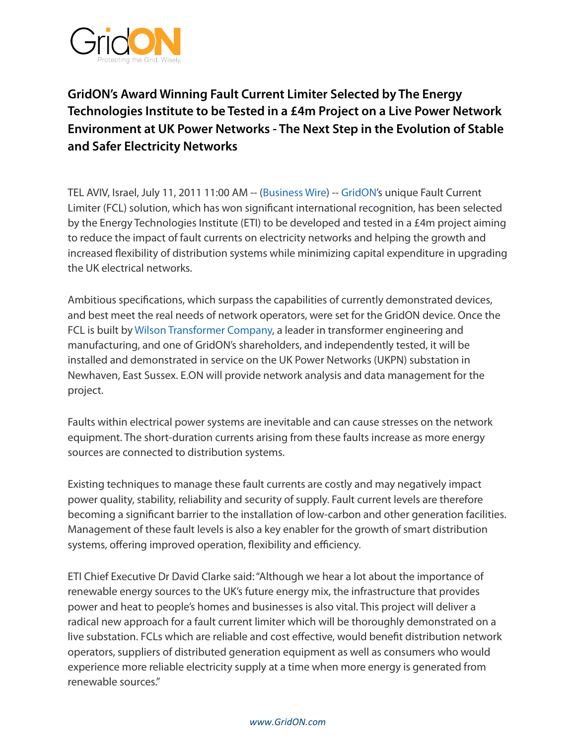GridON

Protecting the Grid. Wisely.

# GridON's Award Winning Fault Current Limiter Selected by The Energy Technologies Institute to be Tested in a £4m Project on a Live Power Network Environment at UK Power Networks - The Next Step in the Evolution of Stable and Safer Electricity Networks

TEL AVIV, Israel, July 11, 2011 11:00 AM -- (Business Wire) -- GridON's unique Fault Current Limiter (FCL) solution, which has won significant international recognition, has been selected by the Energy Technologies Institute (ETI) to be developed and tested in a £4m project aiming to reduce the impact of fault currents on electricity networks and helping the growth and increased flexibility of distribution systems while minimizing capital expenditure in upgrading the UK electrical networks.

Ambitious specifications, which surpass the capabilities of currently demonstrated devices, and best meet the real needs of network operators, were set for the GridON device. Once the FCL is built by Wilson Transformer Company, a leader in transformer engineering and manufacturing, and one of GridON's shareholders, and independently tested, it will be installed and demonstrated in service on the UK Power Networks (UKPN) substation in Newhaven, East Sussex. E.ON will provide network analysis and data management for the project.

Faults within electrical power systems are inevitable and can cause stresses on the network equipment. The short-duration currents arising from these faults increase as more energy sources are connected to distribution systems.

Existing techniques to manage these fault currents are costly and may negatively impact power quality, stability, reliability and security of supply. Fault current levels are therefore becoming a significant barrier to the installation of low-carbon and other generation facilities. Management of these fault levels is also a key enabler for the growth of smart distribution systems, offering improved operation, flexibility and efficiency.

ETI Chief Executive Dr David Clarke said: "Although we hear a lot about the importance of renewable energy sources to the UK's future energy mix, the infrastructure that provides power and heat to people's homes and businesses is also vital. This project will deliver a radical new approach for a fault current limiter which will be thoroughly demonstrated on a live substation. FCLs which are reliable and cost effective, would benefit distribution network operators, suppliers of distributed generation equipment as well as consumers who would experience more reliable electricity supply at a time when more energy is generated from renewable sources."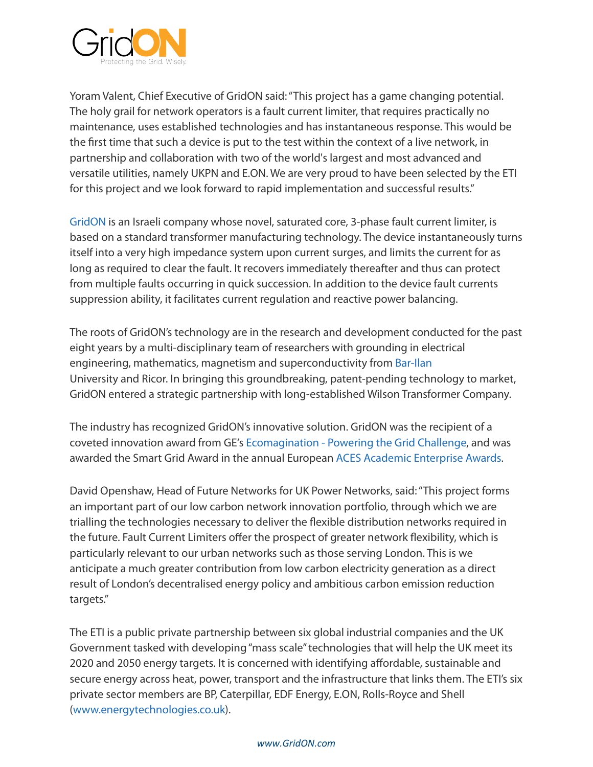Yoram Valent, Chief Executive of GridON said: "This project has a game changing potential. The holy grail for network operators is a fault current limiter, that requires practically no maintenance, uses established technologies and has instantaneous response. This would be the first time that such a device is put to the test within the context of a live network, in partnership and collaboration with two of the world's largest and most advanced and versatile utilities, namely UKPN and E.ON. We are very proud to have been selected by the ETI for this project and we look forward to rapid implementation and successful results."

GridON is an Israeli company whose novel, saturated core, 3-phase fault current limiter, is based on a standard transformer manufacturing technology. The device instantaneously turns itself into a very high impedance system upon current surges, and limits the current for as long as required to clear the fault. It recovers immediately thereafter and thus can protect from multiple faults occurring in quick succession. In addition to the device fault currents suppression ability, it facilitates current regulation and reactive power balancing.

The roots of GridON's technology are in the research and development conducted for the past eight years by a multi-disciplinary team of researchers with grounding in electrical engineering, mathematics, magnetism and superconductivity from Bar-Ilan University and Ricor. In bringing this groundbreaking, patent-pending technology to market, GridON entered a strategic partnership with long-established Wilson Transformer Company.

The industry has recognized GridON's innovative solution. GridON was the recipient of a coveted innovation award from GE's Ecomagination - Powering the Grid Challenge, and was awarded the Smart Grid Award in the annual European ACES Academic Enterprise Awards.

David Openshaw, Head of Future Networks for UK Power Networks, said: "This project forms an important part of our low carbon network innovation portfolio, through which we are trialling the technologies necessary to deliver the flexible distribution networks required in the future. Fault Current Limiters offer the prospect of greater network flexibility, which is particularly relevant to our urban networks such as those serving London. This is we anticipate a much greater contribution from low carbon electricity generation as a direct result of London's decentralised energy policy and ambitious carbon emission reduction targets."

The ETI is a public private partnership between six global industrial companies and the UK Government tasked with developing "mass scale" technologies that will help the UK meet its 2020 and 2050 energy targets. It is concerned with identifying affordable, sustainable and secure energy across heat, power, transport and the infrastructure that links them. The ETI's six private sector members are BP, Caterpillar, EDF Energy, E.ON, Rolls-Royce and Shell (www.energytechnologies.co.uk).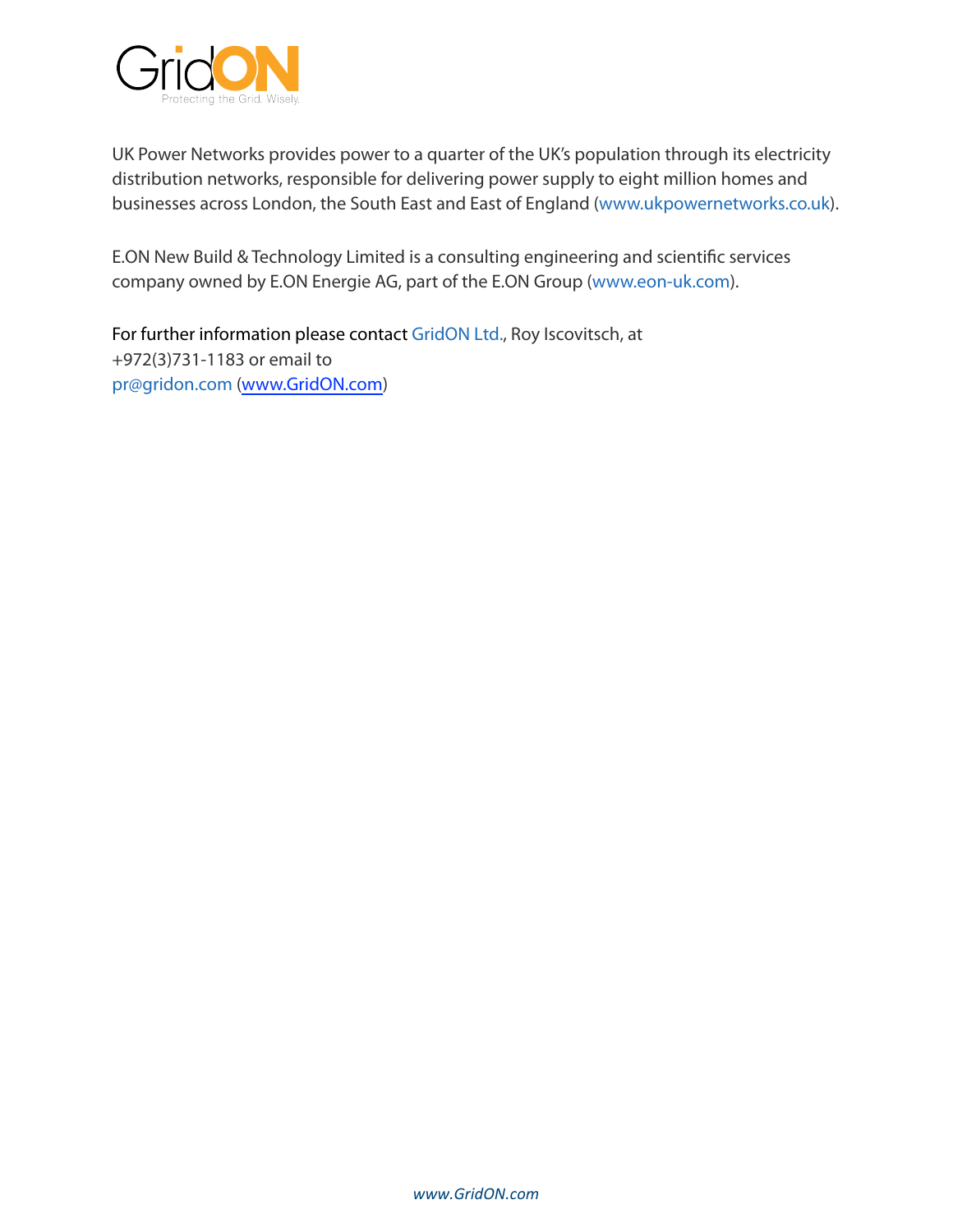UK Power Networks provides power to a quarter of the UK's population through its electricity distribution networks, responsible for delivering power supply to eight million homes and businesses across London, the South East and East of England (www.ukpowernetworks.co.uk).

E.ON New Build & Technology Limited is a consulting engineering and scientific services company owned by E.ON Energie AG, part of the E.ON Group (www.eon-uk.com).

For further information please contact GridON Ltd., Roy Iscovitsch, at +972(3)731-1183 or email to pr@gridon.com (www.GridON.com)